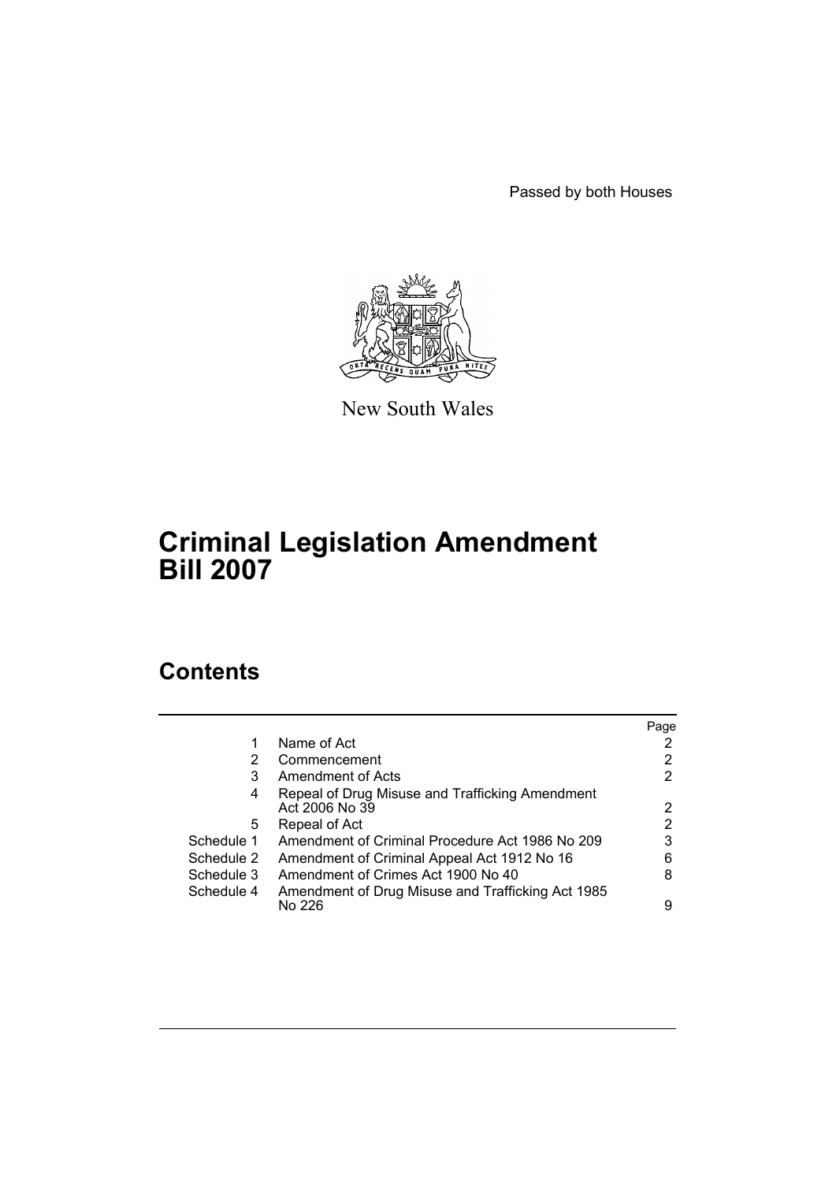Passed by both Houses

New South Wales

# Criminal Legislation Amendment Bill 2007

## Contents

| | | Page |
|---|---|---|
| 1 | Name of Act | 2 |
| 2 | Commencement | 2 |
| 3 | Amendment of Acts | 2 |
| 4 | Repeal of Drug Misuse and Trafficking Amendment Act 2006 No 39 | 2 |
| 5 | Repeal of Act | 2 |
| Schedule 1 | Amendment of Criminal Procedure Act 1986 No 209 | 3 |
| Schedule 2 | Amendment of Criminal Appeal Act 1912 No 16 | 6 |
| Schedule 3 | Amendment of Crimes Act 1900 No 40 | 8 |
| Schedule 4 | Amendment of Drug Misuse and Trafficking Act 1985 No 226 | 9 |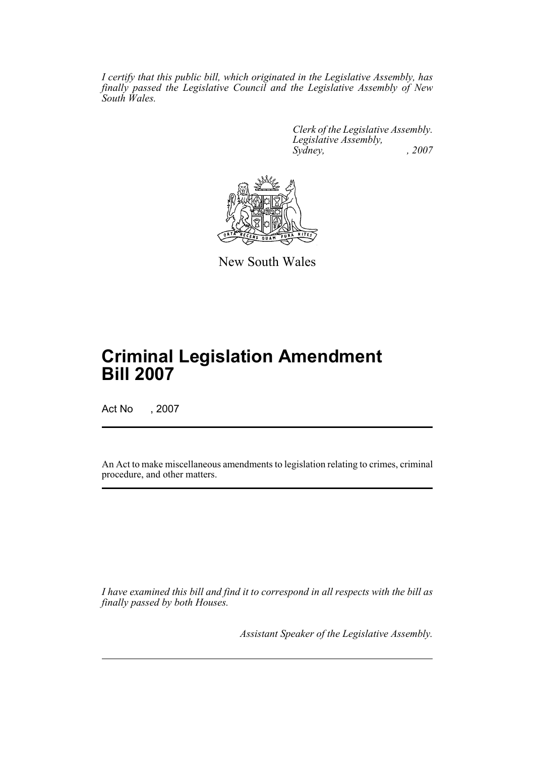*I certify that this public bill, which originated in the Legislative Assembly, has finally passed the Legislative Council and the Legislative Assembly of New South Wales.*

*Clerk of the Legislative Assembly.*
*Legislative Assembly,*
*Sydney, , 2007*

New South Wales

# Criminal Legislation Amendment Bill 2007

Act No , 2007

An Act to make miscellaneous amendments to legislation relating to crimes, criminal procedure, and other matters.

*I have examined this bill and find it to correspond in all respects with the bill as finally passed by both Houses.*

*Assistant Speaker of the Legislative Assembly.*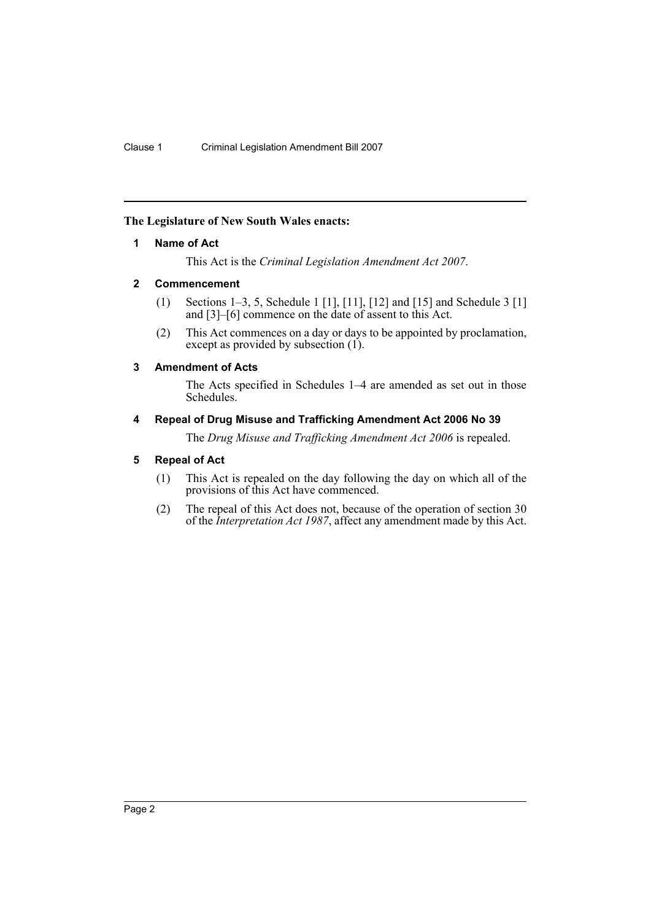**The Legislature of New South Wales enacts:**

## 1 Name of Act

This Act is the *Criminal Legislation Amendment Act 2007*.

## 2 Commencement

(1) Sections 1–3, 5, Schedule 1 [1], [11], [12] and [15] and Schedule 3 [1] and [3]–[6] commence on the date of assent to this Act.

(2) This Act commences on a day or days to be appointed by proclamation, except as provided by subsection (1).

## 3 Amendment of Acts

The Acts specified in Schedules 1–4 are amended as set out in those Schedules.

## 4 Repeal of Drug Misuse and Trafficking Amendment Act 2006 No 39

The *Drug Misuse and Trafficking Amendment Act 2006* is repealed.

## 5 Repeal of Act

(1) This Act is repealed on the day following the day on which all of the provisions of this Act have commenced.

(2) The repeal of this Act does not, because of the operation of section 30 of the *Interpretation Act 1987*, affect any amendment made by this Act.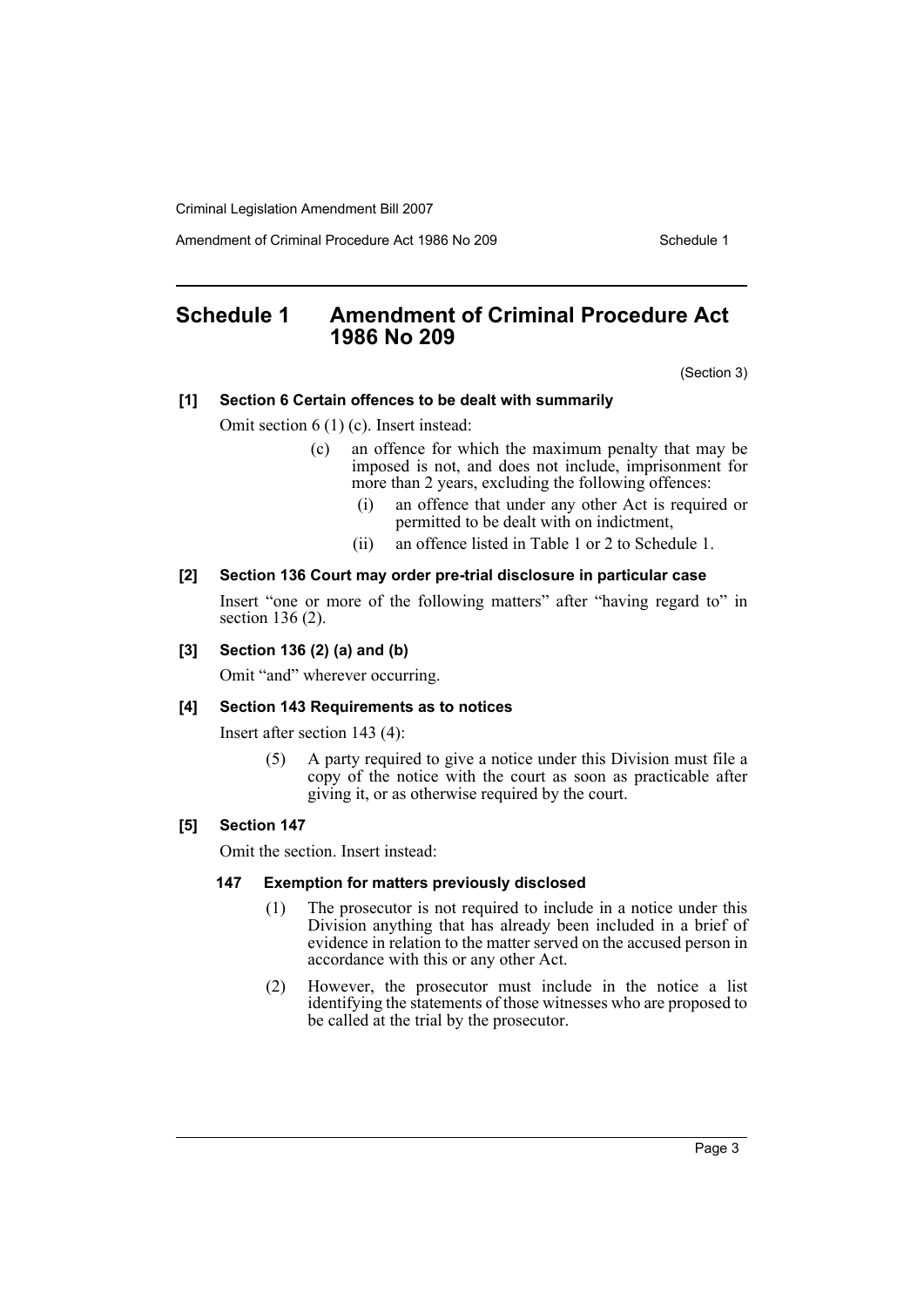## Schedule 1 Amendment of Criminal Procedure Act 1986 No 209

(Section 3)

**[1] Section 6 Certain offences to be dealt with summarily**

Omit section 6 (1) (c). Insert instead:

> (c) an offence for which the maximum penalty that may be imposed is not, and does not include, imprisonment for more than 2 years, excluding the following offences:
>
> (i) an offence that under any other Act is required or permitted to be dealt with on indictment,
>
> (ii) an offence listed in Table 1 or 2 to Schedule 1.

**[2] Section 136 Court may order pre-trial disclosure in particular case**

Insert "one or more of the following matters" after "having regard to" in section 136 (2).

**[3] Section 136 (2) (a) and (b)**

Omit "and" wherever occurring.

**[4] Section 143 Requirements as to notices**

Insert after section 143 (4):

> (5) A party required to give a notice under this Division must file a copy of the notice with the court as soon as practicable after giving it, or as otherwise required by the court.

**[5] Section 147**

Omit the section. Insert instead:

> **147 Exemption for matters previously disclosed**
>
> (1) The prosecutor is not required to include in a notice under this Division anything that has already been included in a brief of evidence in relation to the matter served on the accused person in accordance with this or any other Act.
>
> (2) However, the prosecutor must include in the notice a list identifying the statements of those witnesses who are proposed to be called at the trial by the prosecutor.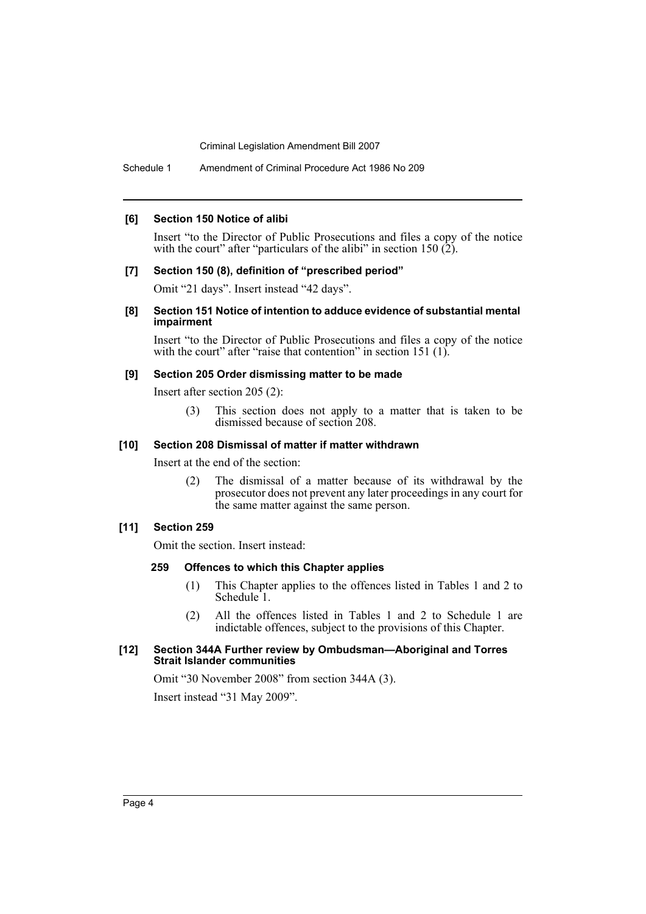**[6] Section 150 Notice of alibi**

Insert "to the Director of Public Prosecutions and files a copy of the notice with the court" after "particulars of the alibi" in section 150 (2).

**[7] Section 150 (8), definition of "prescribed period"**

Omit "21 days". Insert instead "42 days".

**[8] Section 151 Notice of intention to adduce evidence of substantial mental impairment**

Insert "to the Director of Public Prosecutions and files a copy of the notice with the court" after "raise that contention" in section 151 (1).

**[9] Section 205 Order dismissing matter to be made**

Insert after section 205 (2):

> (3) This section does not apply to a matter that is taken to be dismissed because of section 208.

**[10] Section 208 Dismissal of matter if matter withdrawn**

Insert at the end of the section:

> (2) The dismissal of a matter because of its withdrawal by the prosecutor does not prevent any later proceedings in any court for the same matter against the same person.

**[11] Section 259**

Omit the section. Insert instead:

> **259 Offences to which this Chapter applies**
>
> (1) This Chapter applies to the offences listed in Tables 1 and 2 to Schedule 1.
>
> (2) All the offences listed in Tables 1 and 2 to Schedule 1 are indictable offences, subject to the provisions of this Chapter.

**[12] Section 344A Further review by Ombudsman—Aboriginal and Torres Strait Islander communities**

Omit "30 November 2008" from section 344A (3).

Insert instead "31 May 2009".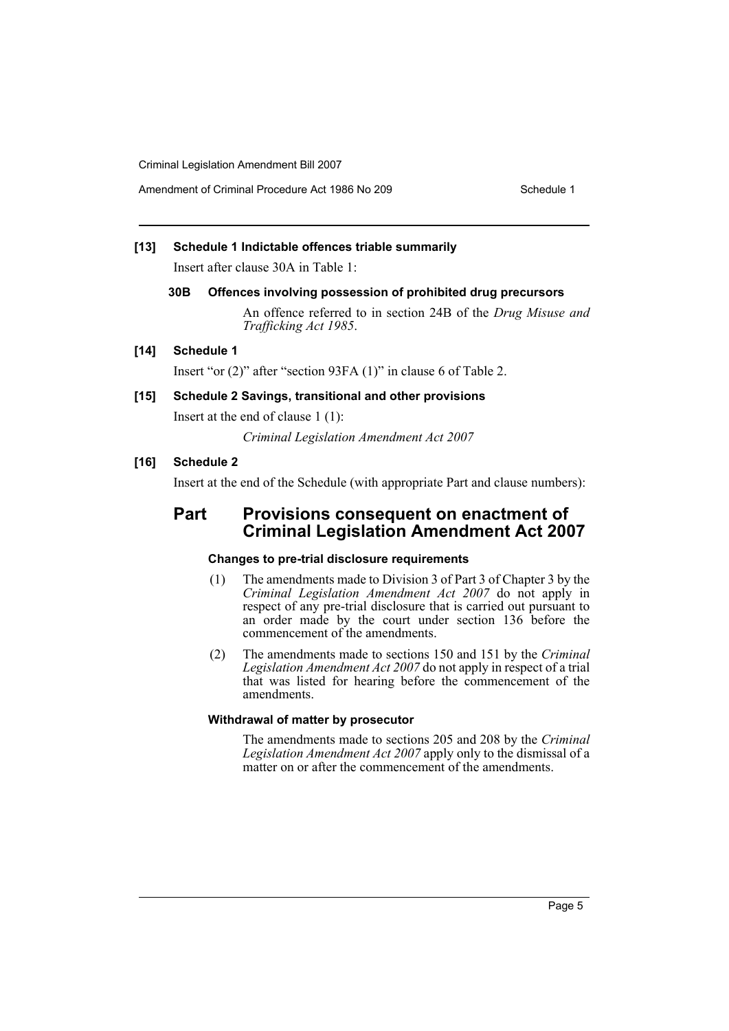**[13] Schedule 1 Indictable offences triable summarily**

Insert after clause 30A in Table 1:

**30B Offences involving possession of prohibited drug precursors**

An offence referred to in section 24B of the *Drug Misuse and Trafficking Act 1985*.

**[14] Schedule 1**

Insert "or (2)" after "section 93FA (1)" in clause 6 of Table 2.

**[15] Schedule 2 Savings, transitional and other provisions**

Insert at the end of clause 1 (1):

*Criminal Legislation Amendment Act 2007*

**[16] Schedule 2**

Insert at the end of the Schedule (with appropriate Part and clause numbers):

## Part Provisions consequent on enactment of Criminal Legislation Amendment Act 2007

**Changes to pre-trial disclosure requirements**

(1) The amendments made to Division 3 of Part 3 of Chapter 3 by the *Criminal Legislation Amendment Act 2007* do not apply in respect of any pre-trial disclosure that is carried out pursuant to an order made by the court under section 136 before the commencement of the amendments.

(2) The amendments made to sections 150 and 151 by the *Criminal Legislation Amendment Act 2007* do not apply in respect of a trial that was listed for hearing before the commencement of the amendments.

**Withdrawal of matter by prosecutor**

The amendments made to sections 205 and 208 by the *Criminal Legislation Amendment Act 2007* apply only to the dismissal of a matter on or after the commencement of the amendments.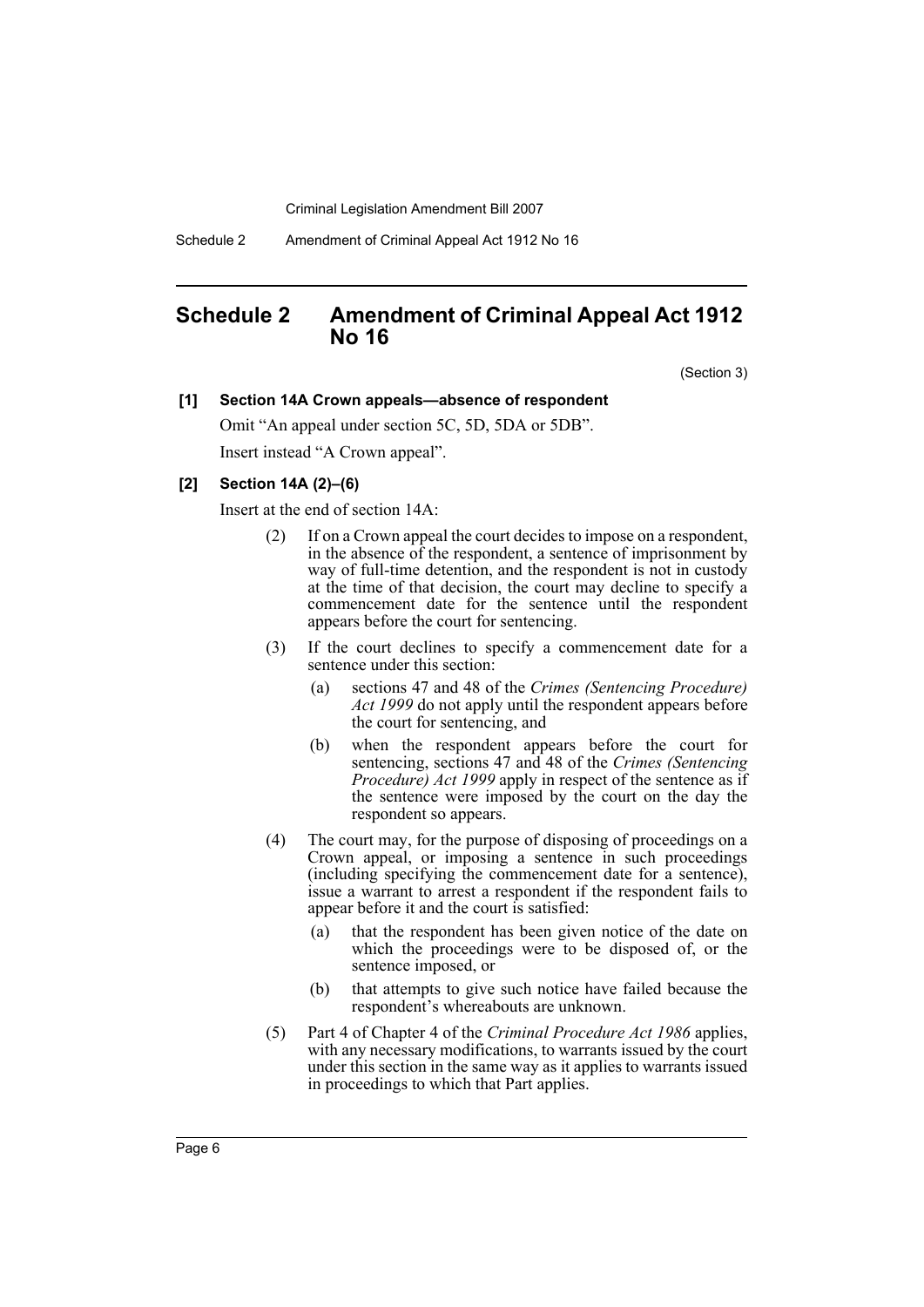## Schedule 2 Amendment of Criminal Appeal Act 1912 No 16

(Section 3)

**[1] Section 14A Crown appeals—absence of respondent**

Omit "An appeal under section 5C, 5D, 5DA or 5DB".

Insert instead "A Crown appeal".

**[2] Section 14A (2)–(6)**

Insert at the end of section 14A:

> (2) If on a Crown appeal the court decides to impose on a respondent, in the absence of the respondent, a sentence of imprisonment by way of full-time detention, and the respondent is not in custody at the time of that decision, the court may decline to specify a commencement date for the sentence until the respondent appears before the court for sentencing.
>
> (3) If the court declines to specify a commencement date for a sentence under this section:
>
> (a) sections 47 and 48 of the *Crimes (Sentencing Procedure) Act 1999* do not apply until the respondent appears before the court for sentencing, and
>
> (b) when the respondent appears before the court for sentencing, sections 47 and 48 of the *Crimes (Sentencing Procedure) Act 1999* apply in respect of the sentence as if the sentence were imposed by the court on the day the respondent so appears.
>
> (4) The court may, for the purpose of disposing of proceedings on a Crown appeal, or imposing a sentence in such proceedings (including specifying the commencement date for a sentence), issue a warrant to arrest a respondent if the respondent fails to appear before it and the court is satisfied:
>
> (a) that the respondent has been given notice of the date on which the proceedings were to be disposed of, or the sentence imposed, or
>
> (b) that attempts to give such notice have failed because the respondent's whereabouts are unknown.
>
> (5) Part 4 of Chapter 4 of the *Criminal Procedure Act 1986* applies, with any necessary modifications, to warrants issued by the court under this section in the same way as it applies to warrants issued in proceedings to which that Part applies.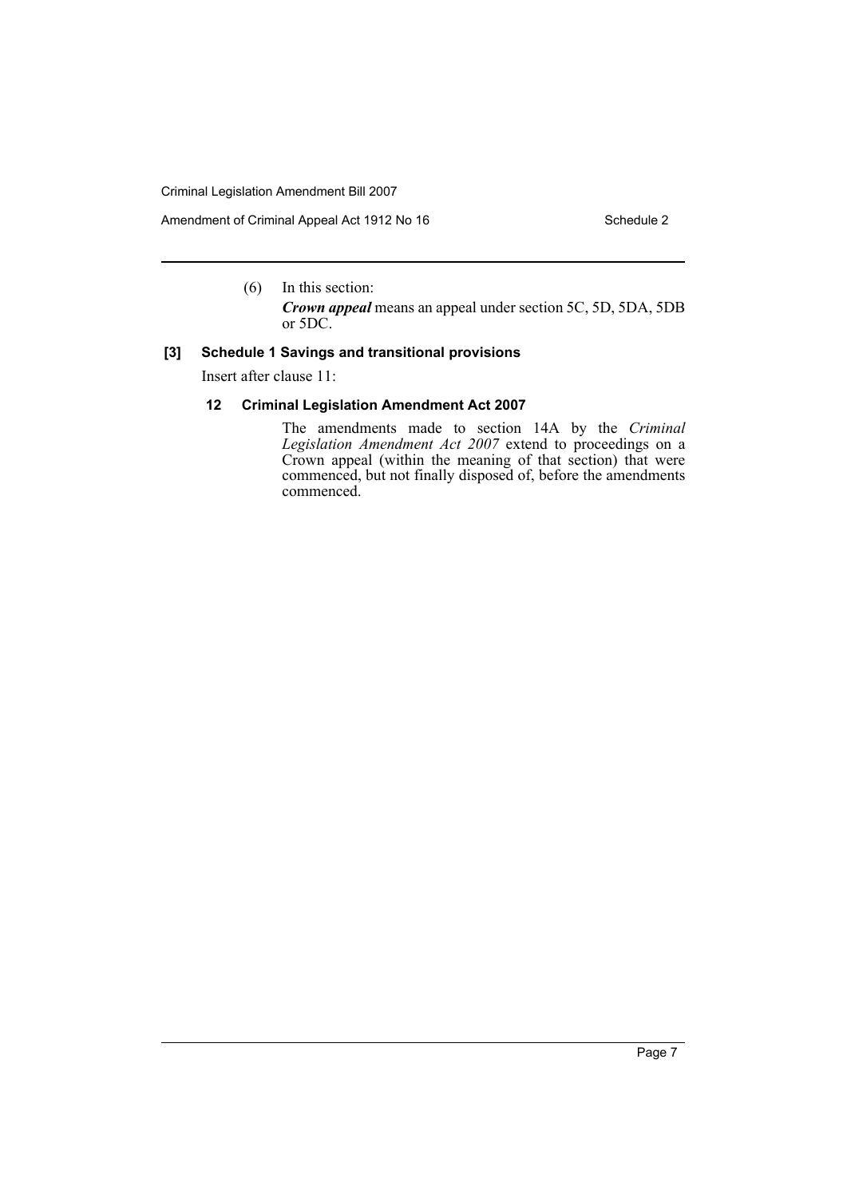(6) In this section:

***Crown appeal*** means an appeal under section 5C, 5D, 5DA, 5DB or 5DC.

**[3] Schedule 1 Savings and transitional provisions**

Insert after clause 11:

**12 Criminal Legislation Amendment Act 2007**

The amendments made to section 14A by the *Criminal Legislation Amendment Act 2007* extend to proceedings on a Crown appeal (within the meaning of that section) that were commenced, but not finally disposed of, before the amendments commenced.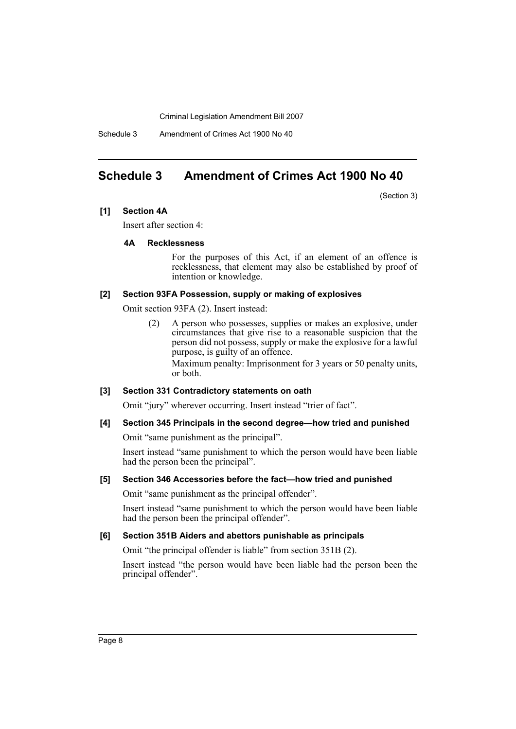# Schedule 3 Amendment of Crimes Act 1900 No 40

(Section 3)

**[1] Section 4A**

Insert after section 4:

**4A Recklessness**

For the purposes of this Act, if an element of an offence is recklessness, that element may also be established by proof of intention or knowledge.

**[2] Section 93FA Possession, supply or making of explosives**

Omit section 93FA (2). Insert instead:

(2) A person who possesses, supplies or makes an explosive, under circumstances that give rise to a reasonable suspicion that the person did not possess, supply or make the explosive for a lawful purpose, is guilty of an offence.

Maximum penalty: Imprisonment for 3 years or 50 penalty units, or both.

**[3] Section 331 Contradictory statements on oath**

Omit "jury" wherever occurring. Insert instead "trier of fact".

**[4] Section 345 Principals in the second degree—how tried and punished**

Omit "same punishment as the principal".

Insert instead "same punishment to which the person would have been liable had the person been the principal".

**[5] Section 346 Accessories before the fact—how tried and punished**

Omit "same punishment as the principal offender".

Insert instead "same punishment to which the person would have been liable had the person been the principal offender".

**[6] Section 351B Aiders and abettors punishable as principals**

Omit "the principal offender is liable" from section 351B (2).

Insert instead "the person would have been liable had the person been the principal offender".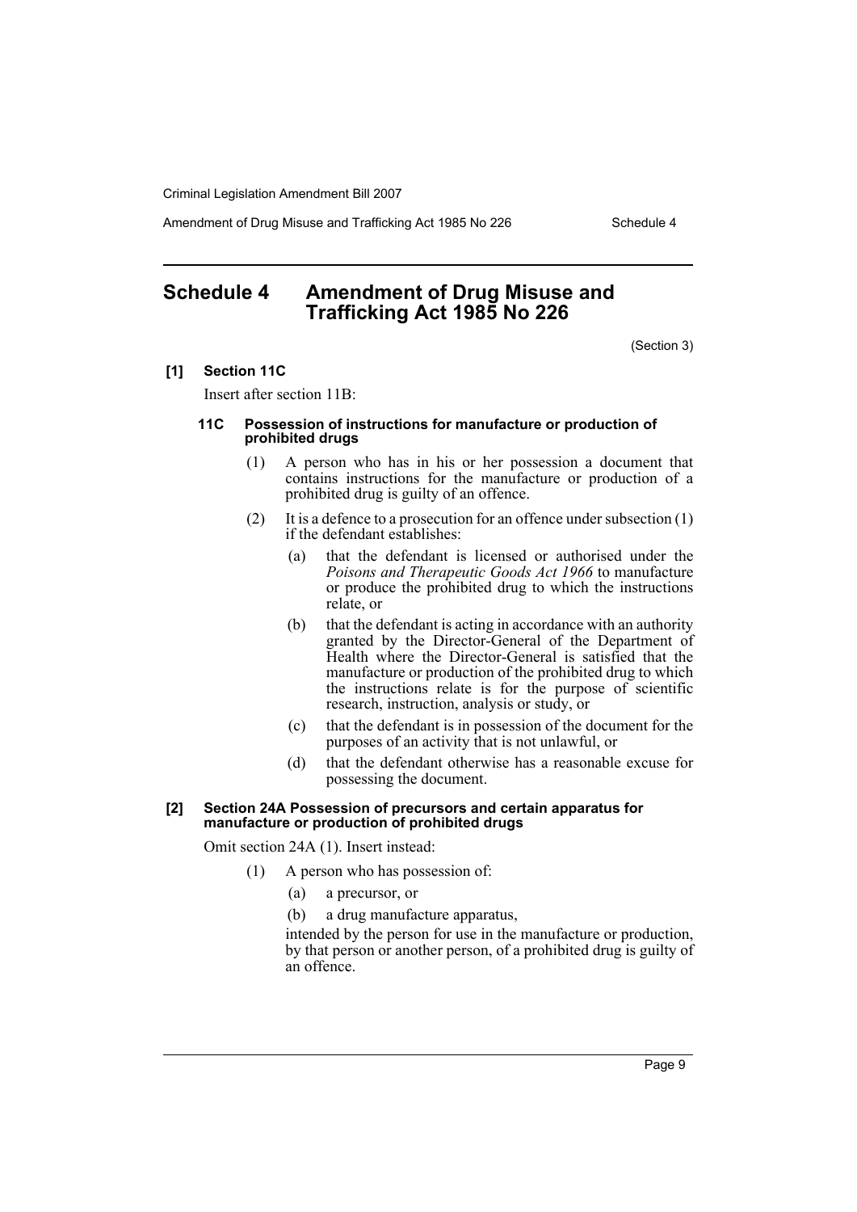## Schedule 4 Amendment of Drug Misuse and Trafficking Act 1985 No 226

(Section 3)

**[1] Section 11C**

Insert after section 11B:

**11C Possession of instructions for manufacture or production of prohibited drugs**

(1) A person who has in his or her possession a document that contains instructions for the manufacture or production of a prohibited drug is guilty of an offence.

(2) It is a defence to a prosecution for an offence under subsection (1) if the defendant establishes:

(a) that the defendant is licensed or authorised under the *Poisons and Therapeutic Goods Act 1966* to manufacture or produce the prohibited drug to which the instructions relate, or

(b) that the defendant is acting in accordance with an authority granted by the Director-General of the Department of Health where the Director-General is satisfied that the manufacture or production of the prohibited drug to which the instructions relate is for the purpose of scientific research, instruction, analysis or study, or

(c) that the defendant is in possession of the document for the purposes of an activity that is not unlawful, or

(d) that the defendant otherwise has a reasonable excuse for possessing the document.

**[2] Section 24A Possession of precursors and certain apparatus for manufacture or production of prohibited drugs**

Omit section 24A (1). Insert instead:

(1) A person who has possession of:

(a) a precursor, or

(b) a drug manufacture apparatus,

intended by the person for use in the manufacture or production, by that person or another person, of a prohibited drug is guilty of an offence.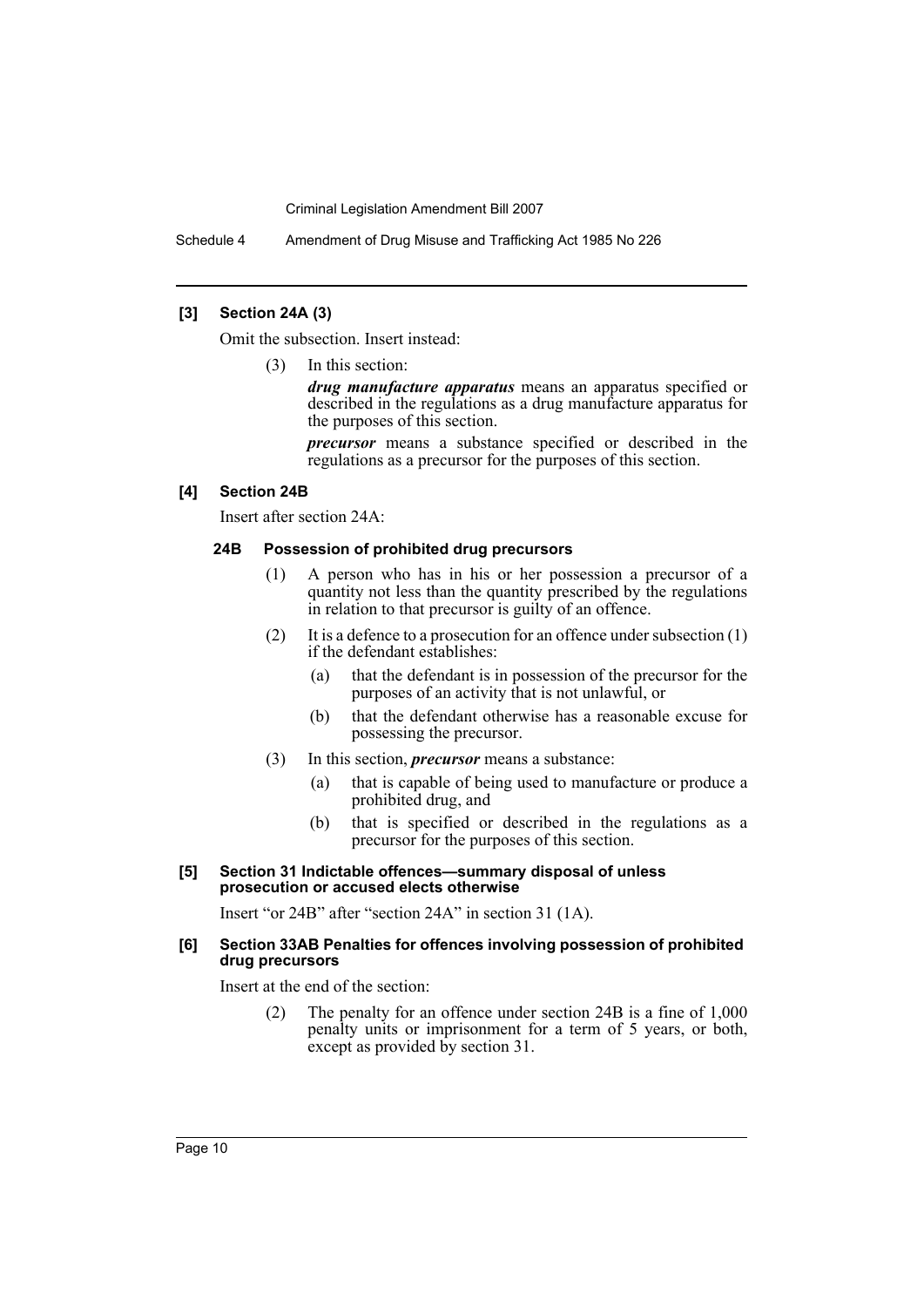#### [3] Section 24A (3)

Omit the subsection. Insert instead:

(3) In this section:

***drug manufacture apparatus*** means an apparatus specified or described in the regulations as a drug manufacture apparatus for the purposes of this section.

***precursor*** means a substance specified or described in the regulations as a precursor for the purposes of this section.

#### [4] Section 24B

Insert after section 24A:

##### 24B Possession of prohibited drug precursors

(1) A person who has in his or her possession a precursor of a quantity not less than the quantity prescribed by the regulations in relation to that precursor is guilty of an offence.

(2) It is a defence to a prosecution for an offence under subsection (1) if the defendant establishes:

- (a) that the defendant is in possession of the precursor for the purposes of an activity that is not unlawful, or
- (b) that the defendant otherwise has a reasonable excuse for possessing the precursor.

(3) In this section, ***precursor*** means a substance:

- (a) that is capable of being used to manufacture or produce a prohibited drug, and
- (b) that is specified or described in the regulations as a precursor for the purposes of this section.

#### [5] Section 31 Indictable offences—summary disposal of unless prosecution or accused elects otherwise

Insert "or 24B" after "section 24A" in section 31 (1A).

#### [6] Section 33AB Penalties for offences involving possession of prohibited drug precursors

Insert at the end of the section:

(2) The penalty for an offence under section 24B is a fine of 1,000 penalty units or imprisonment for a term of 5 years, or both, except as provided by section 31.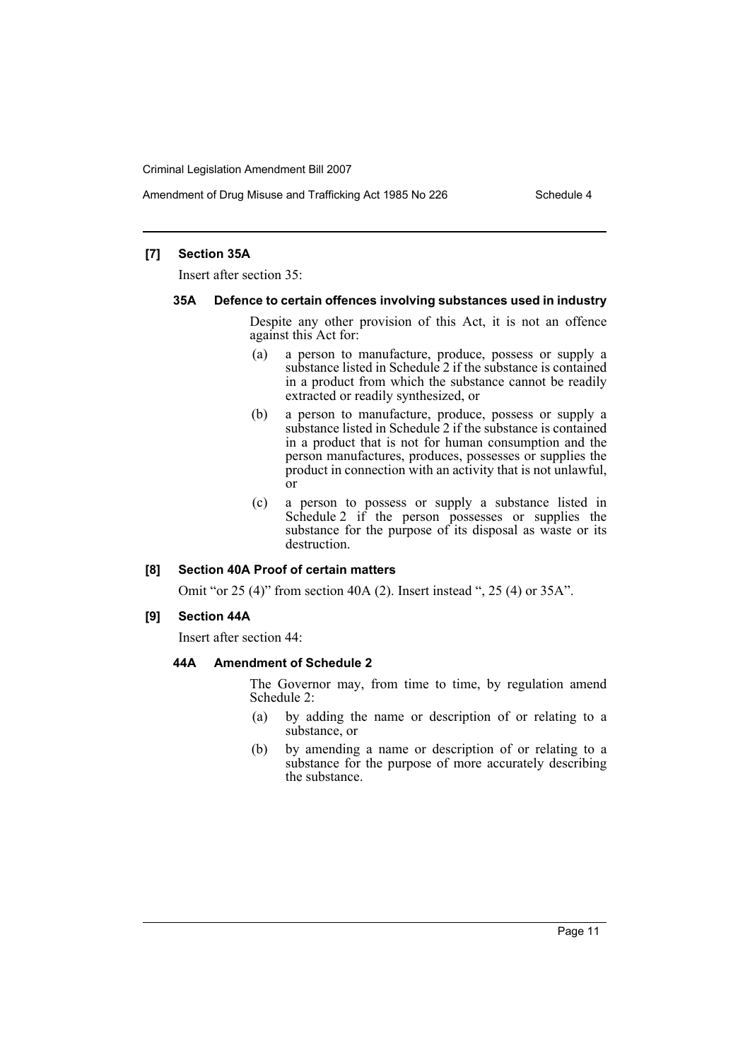**[7] Section 35A**

Insert after section 35:

**35A Defence to certain offences involving substances used in industry**

Despite any other provision of this Act, it is not an offence against this Act for:

(a) a person to manufacture, produce, possess or supply a substance listed in Schedule 2 if the substance is contained in a product from which the substance cannot be readily extracted or readily synthesized, or

(b) a person to manufacture, produce, possess or supply a substance listed in Schedule 2 if the substance is contained in a product that is not for human consumption and the person manufactures, produces, possesses or supplies the product in connection with an activity that is not unlawful, or

(c) a person to possess or supply a substance listed in Schedule 2 if the person possesses or supplies the substance for the purpose of its disposal as waste or its destruction.

**[8] Section 40A Proof of certain matters**

Omit "or 25 (4)" from section 40A (2). Insert instead ", 25 (4) or 35A".

**[9] Section 44A**

Insert after section 44:

**44A Amendment of Schedule 2**

The Governor may, from time to time, by regulation amend Schedule 2:

(a) by adding the name or description of or relating to a substance, or

(b) by amending a name or description of or relating to a substance for the purpose of more accurately describing the substance.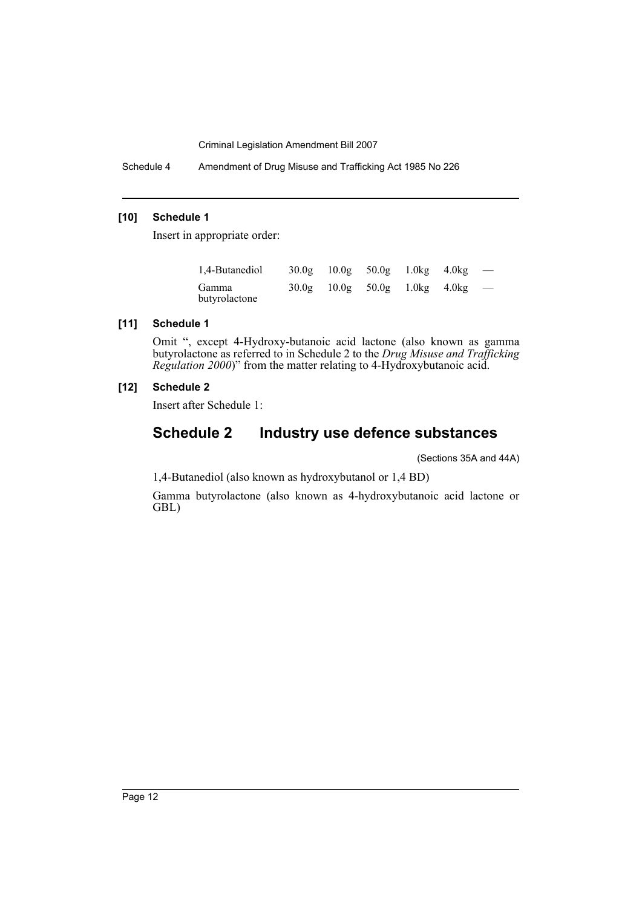#### [10] Schedule 1

Insert in appropriate order:

| | | | | | | |
|---|---|---|---|---|---|---|
| 1,4-Butanediol | 30.0g | 10.0g | 50.0g | 1.0kg | 4.0kg | — |
| Gamma butyrolactone | 30.0g | 10.0g | 50.0g | 1.0kg | 4.0kg | — |

#### [11] Schedule 1

Omit ", except 4-Hydroxy-butanoic acid lactone (also known as gamma butyrolactone as referred to in Schedule 2 to the *Drug Misuse and Trafficking Regulation 2000*)" from the matter relating to 4-Hydroxybutanoic acid.

#### [12] Schedule 2

Insert after Schedule 1:

## Schedule 2 Industry use defence substances

(Sections 35A and 44A)

1,4-Butanediol (also known as hydroxybutanol or 1,4 BD)

Gamma butyrolactone (also known as 4-hydroxybutanoic acid lactone or GBL)